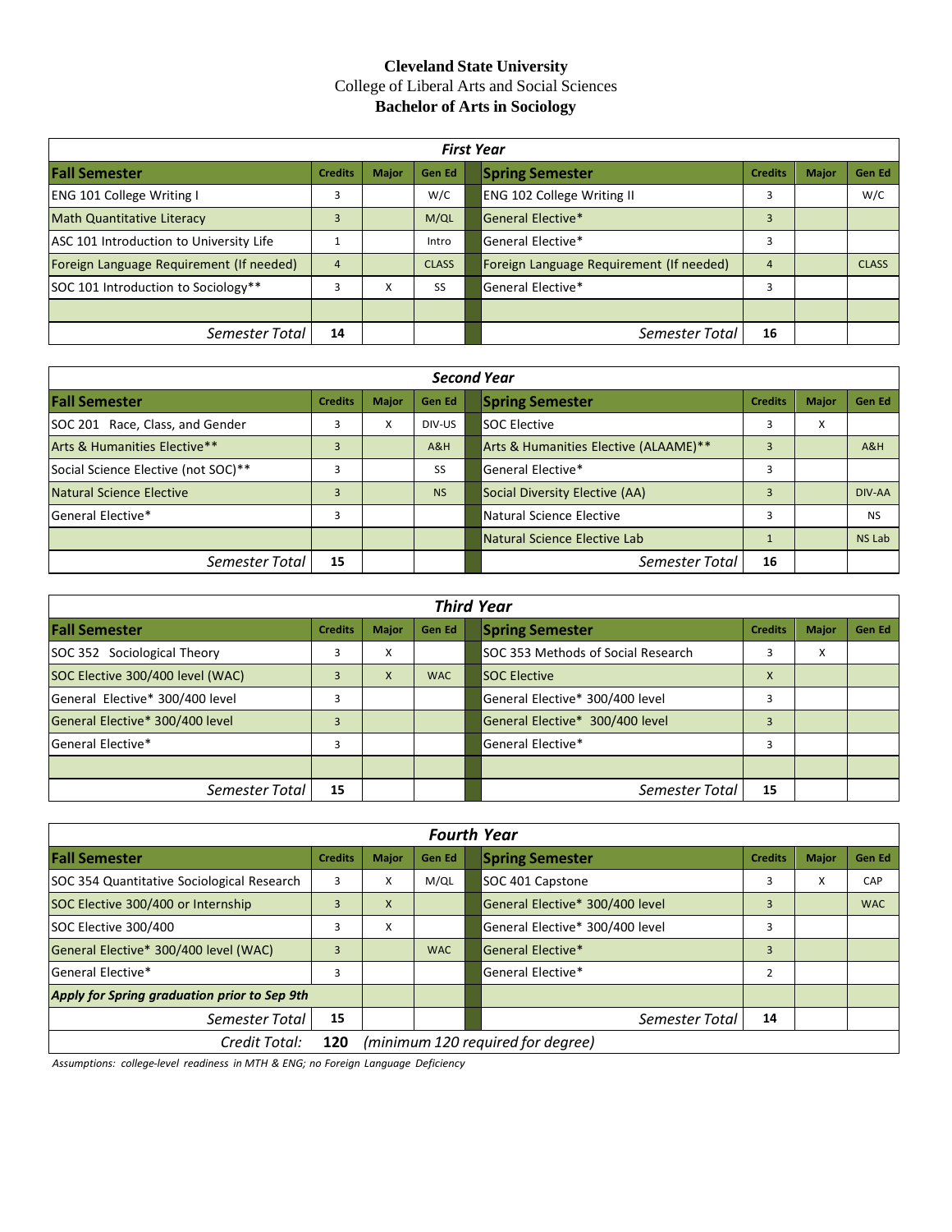**Cleveland State University**

College of Liberal Arts and Social Sciences

**Bachelor of Arts in Sociology**

| ***First Year*** | | | | | | | |
|---|---|---|---|---|---|---|---|
| **Fall Semester** | **Credits** | **Major** | **Gen Ed** | **Spring Semester** | **Credits** | **Major** | **Gen Ed** |
| ENG 101 College Writing I | 3 | | W/C | ENG 102 College Writing II | 3 | | W/C |
| Math Quantitative Literacy | 3 | | M/QL | General Elective* | 3 | | |
| ASC 101 Introduction to University Life | 1 | | Intro | General Elective* | 3 | | |
| Foreign Language Requirement (If needed) | 4 | | CLASS | Foreign Language Requirement (If needed) | 4 | | CLASS |
| SOC 101 Introduction to Sociology** | 3 | X | SS | General Elective* | 3 | | |
| | | | | | | | |
| *Semester Total* | **14** | | | *Semester Total* | **16** | | |

| ***Second Year*** | | | | | | | |
|---|---|---|---|---|---|---|---|
| **Fall Semester** | **Credits** | **Major** | **Gen Ed** | **Spring Semester** | **Credits** | **Major** | **Gen Ed** |
| SOC 201 Race, Class, and Gender | 3 | X | DIV-US | SOC Elective | 3 | X | |
| Arts & Humanities Elective** | 3 | | A&H | Arts & Humanities Elective (ALAAME)** | 3 | | A&H |
| Social Science Elective (not SOC)** | 3 | | SS | General Elective* | 3 | | |
| Natural Science Elective | 3 | | NS | Social Diversity Elective (AA) | 3 | | DIV-AA |
| General Elective* | 3 | | | Natural Science Elective | 3 | | NS |
| | | | | Natural Science Elective Lab | 1 | | NS Lab |
| *Semester Total* | **15** | | | *Semester Total* | **16** | | |

| ***Third Year*** | | | | | | | |
|---|---|---|---|---|---|---|---|
| **Fall Semester** | **Credits** | **Major** | **Gen Ed** | **Spring Semester** | **Credits** | **Major** | **Gen Ed** |
| SOC 352 Sociological Theory | 3 | X | | SOC 353 Methods of Social Research | 3 | X | |
| SOC Elective 300/400 level (WAC) | 3 | X | WAC | SOC Elective | X | | |
| General Elective* 300/400 level | 3 | | | General Elective* 300/400 level | 3 | | |
| General Elective* 300/400 level | 3 | | | General Elective* 300/400 level | 3 | | |
| General Elective* | 3 | | | General Elective* | 3 | | |
| | | | | | | | |
| *Semester Total* | **15** | | | *Semester Total* | **15** | | |

| ***Fourth Year*** | | | | | | | |
|---|---|---|---|---|---|---|---|
| **Fall Semester** | **Credits** | **Major** | **Gen Ed** | **Spring Semester** | **Credits** | **Major** | **Gen Ed** |
| SOC 354 Quantitative Sociological Research | 3 | X | M/QL | SOC 401 Capstone | 3 | X | CAP |
| SOC Elective 300/400 or Internship | 3 | X | | General Elective* 300/400 level | 3 | | WAC |
| SOC Elective 300/400 | 3 | X | | General Elective* 300/400 level | 3 | | |
| General Elective* 300/400 level (WAC) | 3 | | WAC | General Elective* | 3 | | |
| General Elective* | 3 | | | General Elective* | 2 | | |
| ***Apply for Spring graduation prior to Sep 9th*** | | | | | | | |
| *Semester Total* | **15** | | | *Semester Total* | **14** | | |
| *Credit Total:* | **120** | *(minimum 120 required for degree)* | | | | | |

*Assumptions: college-level readiness in MTH & ENG; no Foreign Language Deficiency*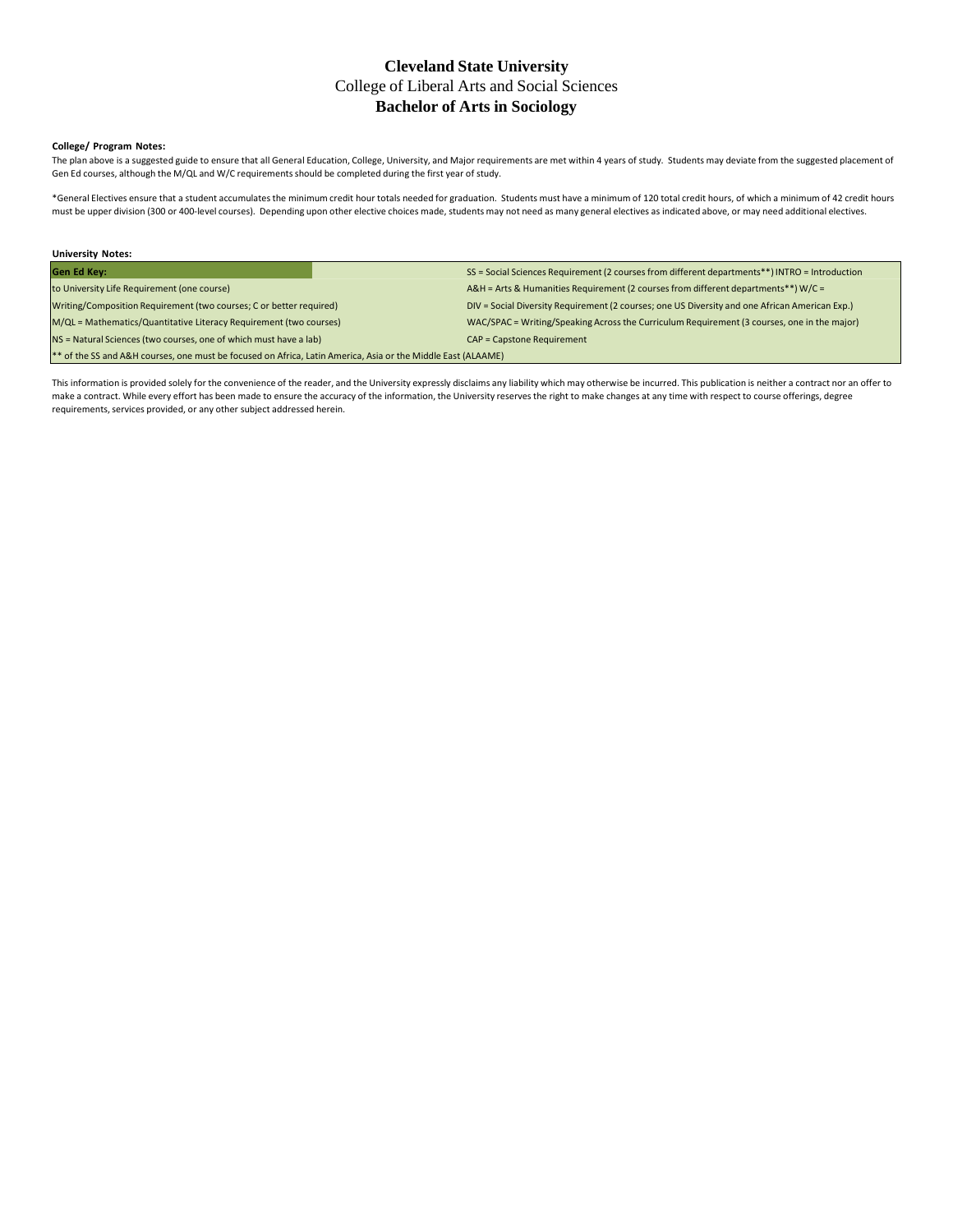# Cleveland State University

College of Liberal Arts and Social Sciences

**Bachelor of Arts in Sociology**

**College/ Program Notes:**

The plan above is a suggested guide to ensure that all General Education, College, University, and Major requirements are met within 4 years of study. Students may deviate from the suggested placement of Gen Ed courses, although the M/QL and W/C requirements should be completed during the first year of study.

*General Electives ensure that a student accumulates the minimum credit hour totals needed for graduation. Students must have a minimum of 120 total credit hours, of which a minimum of 42 credit hours must be upper division (300 or 400-level courses). Depending upon other elective choices made, students may not need as many general electives as indicated above, or may need additional electives.

**University Notes:**

| **Gen Ed Key:** | SS = Social Sciences Requirement (2 courses from different departments**) INTRO = Introduction |
|---|---|
| to University Life Requirement (one course) | A&H = Arts & Humanities Requirement (2 courses from different departments**) W/C = |
| Writing/Composition Requirement (two courses; C or better required) | DIV = Social Diversity Requirement (2 courses; one US Diversity and one African American Exp.) |
| M/QL = Mathematics/Quantitative Literacy Requirement (two courses) | WAC/SPAC = Writing/Speaking Across the Curriculum Requirement (3 courses, one in the major) |
| NS = Natural Sciences (two courses, one of which must have a lab) | CAP = Capstone Requirement |
| ** of the SS and A&H courses, one must be focused on Africa, Latin America, Asia or the Middle East (ALAAME) | |

This information is provided solely for the convenience of the reader, and the University expressly disclaims any liability which may otherwise be incurred. This publication is neither a contract nor an offer to make a contract. While every effort has been made to ensure the accuracy of the information, the University reserves the right to make changes at any time with respect to course offerings, degree requirements, services provided, or any other subject addressed herein.